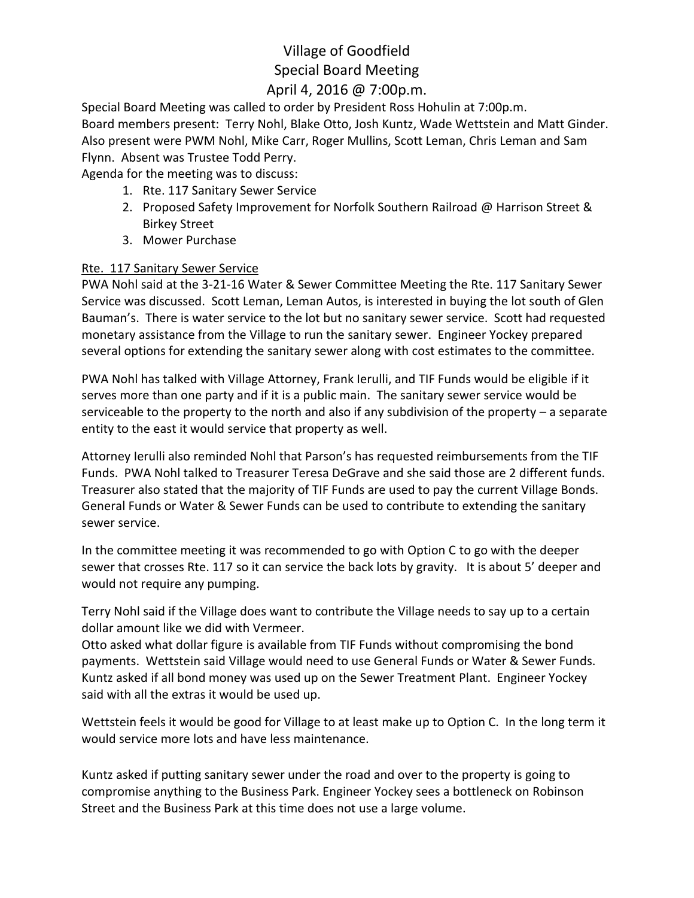# Village of Goodfield
## Special Board Meeting
## April 4, 2016 @ 7:00p.m.

Special Board Meeting was called to order by President Ross Hohulin at 7:00p.m.
Board members present: Terry Nohl, Blake Otto, Josh Kuntz, Wade Wettstein and Matt Ginder. Also present were PWM Nohl, Mike Carr, Roger Mullins, Scott Leman, Chris Leman and Sam Flynn. Absent was Trustee Todd Perry.
Agenda for the meeting was to discuss:

1. Rte. 117 Sanitary Sewer Service
2. Proposed Safety Improvement for Norfolk Southern Railroad @ Harrison Street & Birkey Street
3. Mower Purchase

Rte. 117 Sanitary Sewer Service

PWA Nohl said at the 3-21-16 Water & Sewer Committee Meeting the Rte. 117 Sanitary Sewer Service was discussed. Scott Leman, Leman Autos, is interested in buying the lot south of Glen Bauman's. There is water service to the lot but no sanitary sewer service. Scott had requested monetary assistance from the Village to run the sanitary sewer. Engineer Yockey prepared several options for extending the sanitary sewer along with cost estimates to the committee.

PWA Nohl has talked with Village Attorney, Frank Ierulli, and TIF Funds would be eligible if it serves more than one party and if it is a public main. The sanitary sewer service would be serviceable to the property to the north and also if any subdivision of the property – a separate entity to the east it would service that property as well.

Attorney Ierulli also reminded Nohl that Parson's has requested reimbursements from the TIF Funds. PWA Nohl talked to Treasurer Teresa DeGrave and she said those are 2 different funds. Treasurer also stated that the majority of TIF Funds are used to pay the current Village Bonds. General Funds or Water & Sewer Funds can be used to contribute to extending the sanitary sewer service.

In the committee meeting it was recommended to go with Option C to go with the deeper sewer that crosses Rte. 117 so it can service the back lots by gravity. It is about 5' deeper and would not require any pumping.

Terry Nohl said if the Village does want to contribute the Village needs to say up to a certain dollar amount like we did with Vermeer.
Otto asked what dollar figure is available from TIF Funds without compromising the bond payments. Wettstein said Village would need to use General Funds or Water & Sewer Funds. Kuntz asked if all bond money was used up on the Sewer Treatment Plant. Engineer Yockey said with all the extras it would be used up.

Wettstein feels it would be good for Village to at least make up to Option C. In the long term it would service more lots and have less maintenance.

Kuntz asked if putting sanitary sewer under the road and over to the property is going to compromise anything to the Business Park. Engineer Yockey sees a bottleneck on Robinson Street and the Business Park at this time does not use a large volume.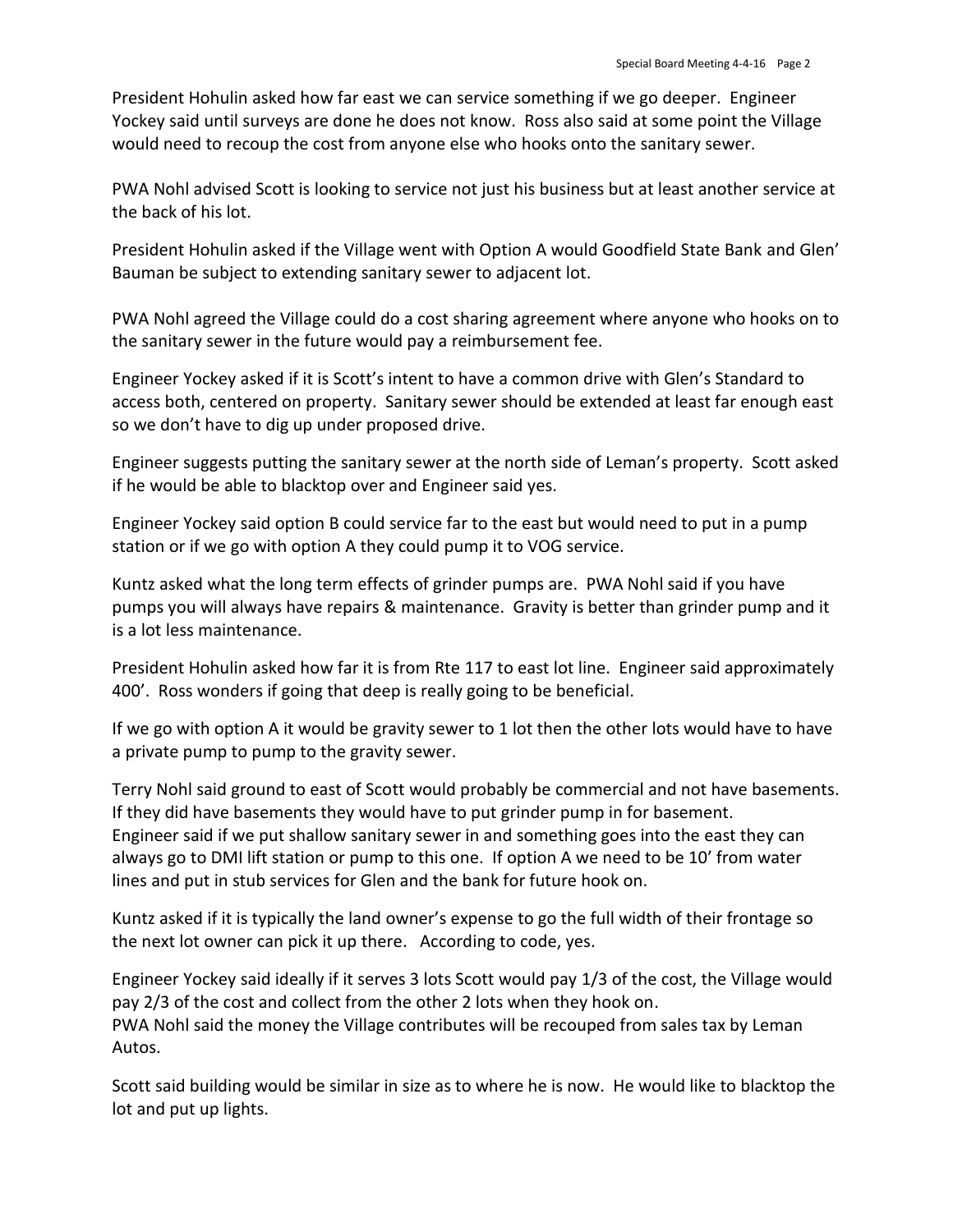President Hohulin asked how far east we can service something if we go deeper. Engineer Yockey said until surveys are done he does not know. Ross also said at some point the Village would need to recoup the cost from anyone else who hooks onto the sanitary sewer.

PWA Nohl advised Scott is looking to service not just his business but at least another service at the back of his lot.

President Hohulin asked if the Village went with Option A would Goodfield State Bank and Glen' Bauman be subject to extending sanitary sewer to adjacent lot.

PWA Nohl agreed the Village could do a cost sharing agreement where anyone who hooks on to the sanitary sewer in the future would pay a reimbursement fee.

Engineer Yockey asked if it is Scott's intent to have a common drive with Glen's Standard to access both, centered on property. Sanitary sewer should be extended at least far enough east so we don't have to dig up under proposed drive.

Engineer suggests putting the sanitary sewer at the north side of Leman's property. Scott asked if he would be able to blacktop over and Engineer said yes.

Engineer Yockey said option B could service far to the east but would need to put in a pump station or if we go with option A they could pump it to VOG service.

Kuntz asked what the long term effects of grinder pumps are. PWA Nohl said if you have pumps you will always have repairs & maintenance. Gravity is better than grinder pump and it is a lot less maintenance.

President Hohulin asked how far it is from Rte 117 to east lot line. Engineer said approximately 400'. Ross wonders if going that deep is really going to be beneficial.

If we go with option A it would be gravity sewer to 1 lot then the other lots would have to have a private pump to pump to the gravity sewer.

Terry Nohl said ground to east of Scott would probably be commercial and not have basements. If they did have basements they would have to put grinder pump in for basement.
Engineer said if we put shallow sanitary sewer in and something goes into the east they can always go to DMI lift station or pump to this one. If option A we need to be 10' from water lines and put in stub services for Glen and the bank for future hook on.

Kuntz asked if it is typically the land owner's expense to go the full width of their frontage so the next lot owner can pick it up there. According to code, yes.

Engineer Yockey said ideally if it serves 3 lots Scott would pay 1/3 of the cost, the Village would pay 2/3 of the cost and collect from the other 2 lots when they hook on.
PWA Nohl said the money the Village contributes will be recouped from sales tax by Leman Autos.

Scott said building would be similar in size as to where he is now. He would like to blacktop the lot and put up lights.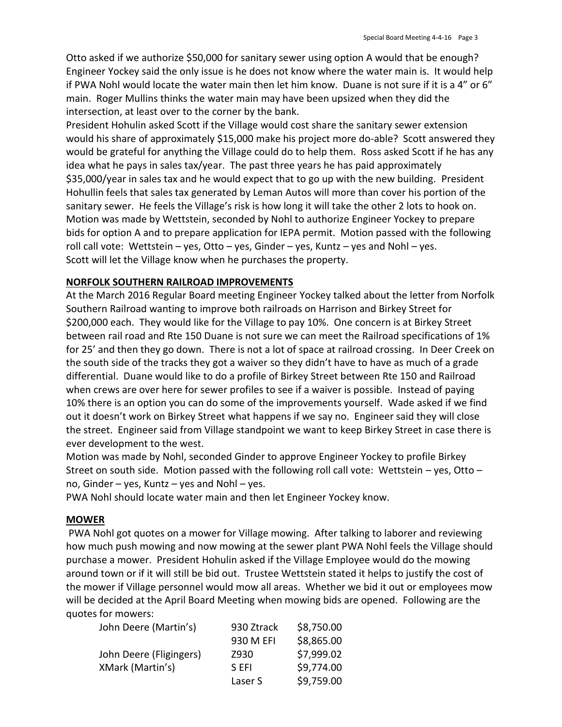Otto asked if we authorize $50,000 for sanitary sewer using option A would that be enough? Engineer Yockey said the only issue is he does not know where the water main is. It would help if PWA Nohl would locate the water main then let him know. Duane is not sure if it is a 4" or 6" main. Roger Mullins thinks the water main may have been upsized when they did the intersection, at least over to the corner by the bank.

President Hohulin asked Scott if the Village would cost share the sanitary sewer extension would his share of approximately $15,000 make his project more do-able? Scott answered they would be grateful for anything the Village could do to help them. Ross asked Scott if he has any idea what he pays in sales tax/year. The past three years he has paid approximately $35,000/year in sales tax and he would expect that to go up with the new building. President Hohullin feels that sales tax generated by Leman Autos will more than cover his portion of the sanitary sewer. He feels the Village's risk is how long it will take the other 2 lots to hook on. Motion was made by Wettstein, seconded by Nohl to authorize Engineer Yockey to prepare bids for option A and to prepare application for IEPA permit. Motion passed with the following roll call vote: Wettstein – yes, Otto – yes, Ginder – yes, Kuntz – yes and Nohl – yes.

Scott will let the Village know when he purchases the property.

**NORFOLK SOUTHERN RAILROAD IMPROVEMENTS**

At the March 2016 Regular Board meeting Engineer Yockey talked about the letter from Norfolk Southern Railroad wanting to improve both railroads on Harrison and Birkey Street for $200,000 each. They would like for the Village to pay 10%. One concern is at Birkey Street between rail road and Rte 150 Duane is not sure we can meet the Railroad specifications of 1% for 25' and then they go down. There is not a lot of space at railroad crossing. In Deer Creek on the south side of the tracks they got a waiver so they didn't have to have as much of a grade differential. Duane would like to do a profile of Birkey Street between Rte 150 and Railroad when crews are over here for sewer profiles to see if a waiver is possible. Instead of paying 10% there is an option you can do some of the improvements yourself. Wade asked if we find out it doesn't work on Birkey Street what happens if we say no. Engineer said they will close the street. Engineer said from Village standpoint we want to keep Birkey Street in case there is ever development to the west.

Motion was made by Nohl, seconded Ginder to approve Engineer Yockey to profile Birkey Street on south side. Motion passed with the following roll call vote: Wettstein – yes, Otto – no, Ginder – yes, Kuntz – yes and Nohl – yes.

PWA Nohl should locate water main and then let Engineer Yockey know.

**MOWER**

PWA Nohl got quotes on a mower for Village mowing. After talking to laborer and reviewing how much push mowing and now mowing at the sewer plant PWA Nohl feels the Village should purchase a mower. President Hohulin asked if the Village Employee would do the mowing around town or if it will still be bid out. Trustee Wettstein stated it helps to justify the cost of the mower if Village personnel would mow all areas. Whether we bid it out or employees mow will be decided at the April Board Meeting when mowing bids are opened. Following are the quotes for mowers:

| | | |
|---|---|---|
| John Deere (Martin's) | 930 Ztrack | $8,750.00 |
| | 930 M EFI | $8,865.00 |
| John Deere (Fligingers) | Z930 | $7,999.02 |
| XMark (Martin's) | S EFI | $9,774.00 |
| | Laser S | $9,759.00 |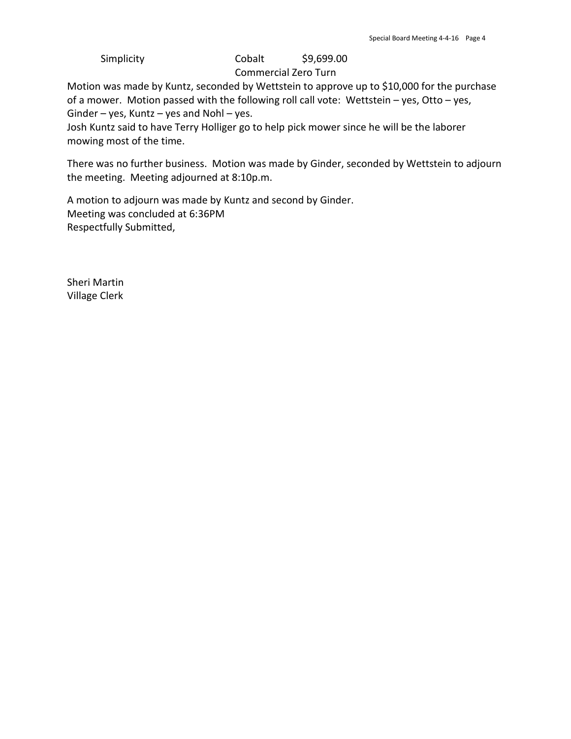| | | |
|---|---|---|
| Simplicity | Cobalt<br>Commercial Zero Turn | $9,699.00 |

Motion was made by Kuntz, seconded by Wettstein to approve up to $10,000 for the purchase of a mower. Motion passed with the following roll call vote: Wettstein – yes, Otto – yes, Ginder – yes, Kuntz – yes and Nohl – yes.
Josh Kuntz said to have Terry Holliger go to help pick mower since he will be the laborer mowing most of the time.

There was no further business. Motion was made by Ginder, seconded by Wettstein to adjourn the meeting. Meeting adjourned at 8:10p.m.

A motion to adjourn was made by Kuntz and second by Ginder.
Meeting was concluded at 6:36PM
Respectfully Submitted,

Sheri Martin
Village Clerk